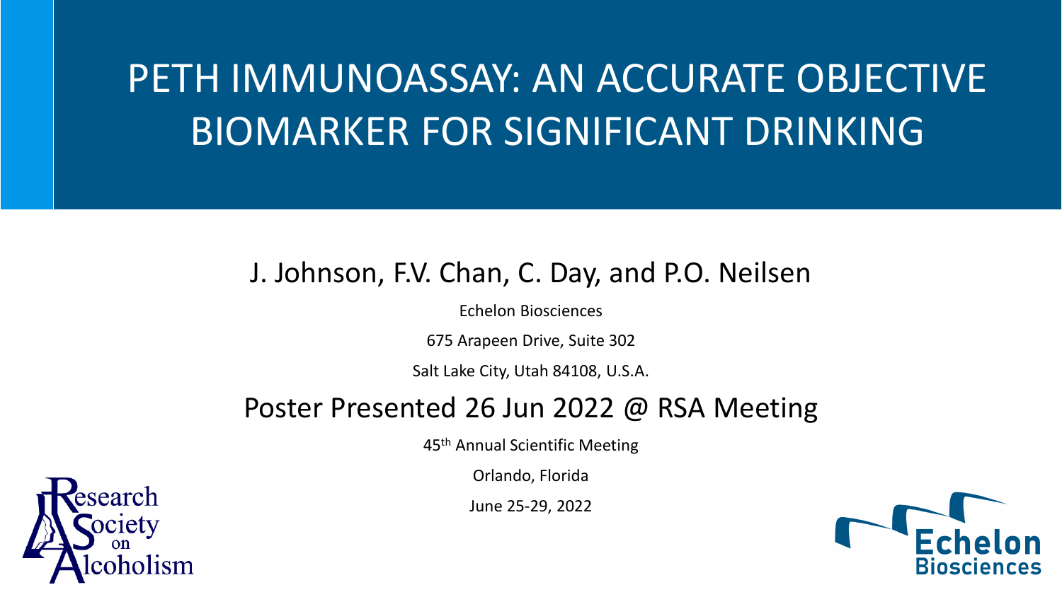# PETH IMMUNOASSAY: AN ACCURATE OBJECTIVE BIOMARKER FOR SIGNIFICANT DRINKING

J. Johnson, F.V. Chan, C. Day, and P.O. Neilsen

Echelon Biosciences

675 Arapeen Drive, Suite 302

Salt Lake City, Utah 84108, U.S.A.

Poster Presented 26 Jun 2022 @ RSA Meeting

45th Annual Scientific Meeting

Orlando, Florida

June 25-29, 2022

Research Society on Alcoholism

Echelon Biosciences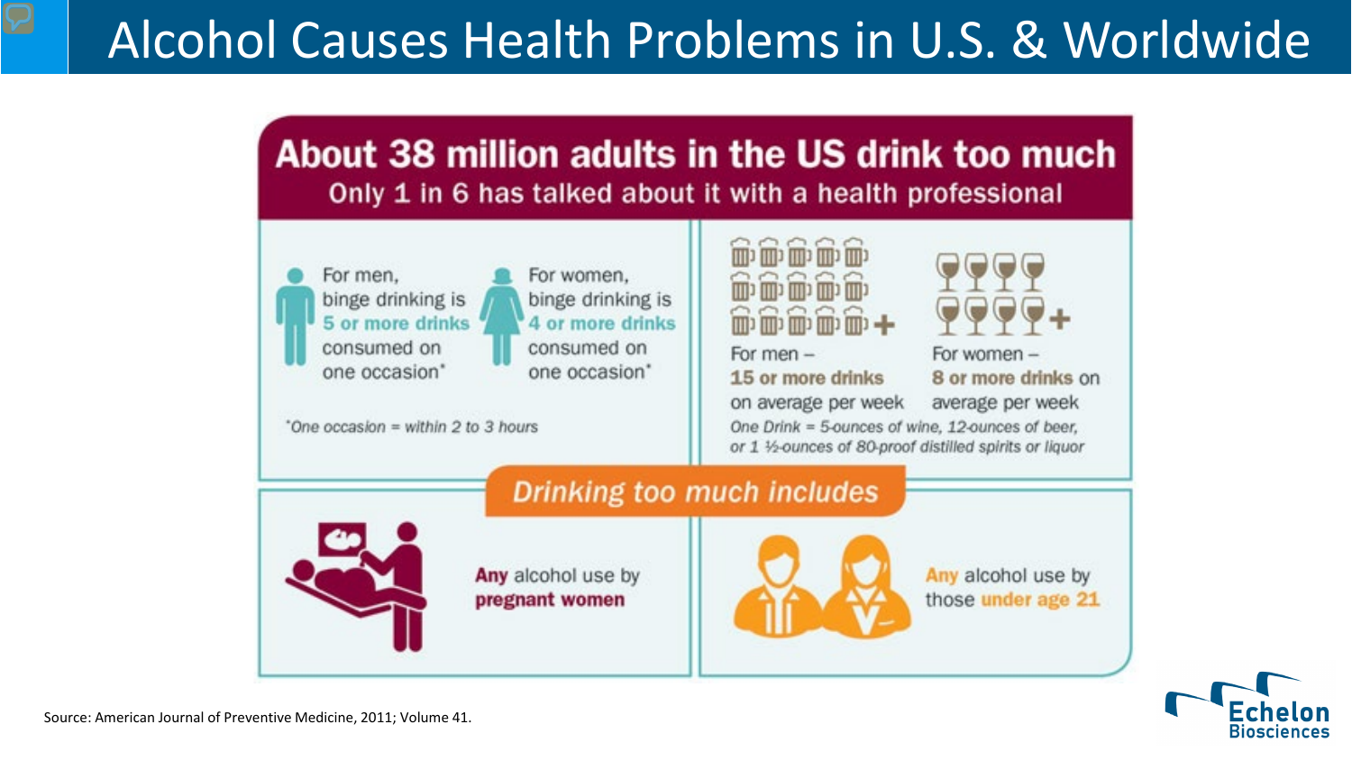# Alcohol Causes Health Problems in U.S. & Worldwide

## About 38 million adults in the US drink too much

Only 1 in 6 has talked about it with a health professional

For men, binge drinking is **5 or more drinks** consumed on one occasion*

For women, binge drinking is **4 or more drinks** consumed on one occasion*

*One occasion = within 2 to 3 hours*

For men – **15 or more drinks** on average per week

For women – **8 or more drinks** on average per week

*One Drink = 5-ounces of wine, 12-ounces of beer, or 1 ½-ounces of 80-proof distilled spirits or liquor*

### *Drinking too much includes*

**Any** alcohol use by **pregnant women**

**Any** alcohol use by those **under age 21**

Source: American Journal of Preventive Medicine, 2011; Volume 41.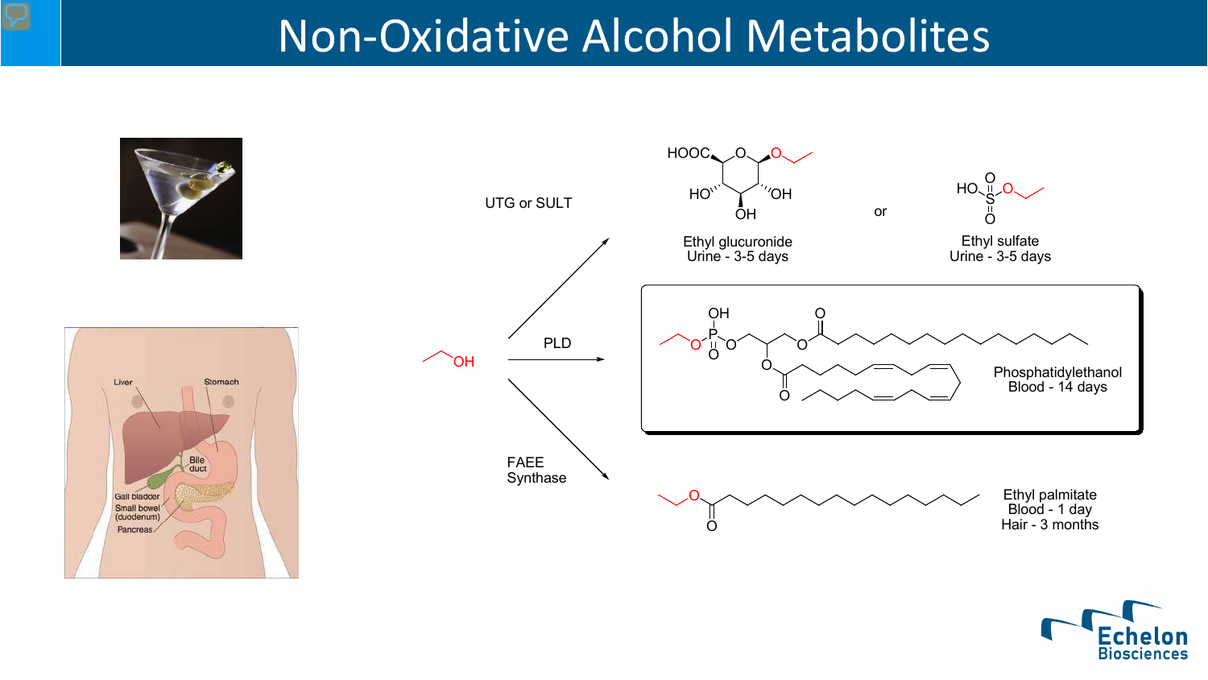# Non-Oxidative Alcohol Metabolites

UTG or SULT

Ethyl glucuronide
Urine - 3-5 days

or

Ethyl sulfate
Urine - 3-5 days

PLD

Phosphatidylethanol
Blood - 14 days

FAEE Synthase

Ethyl palmitate
Blood - 1 day
Hair - 3 months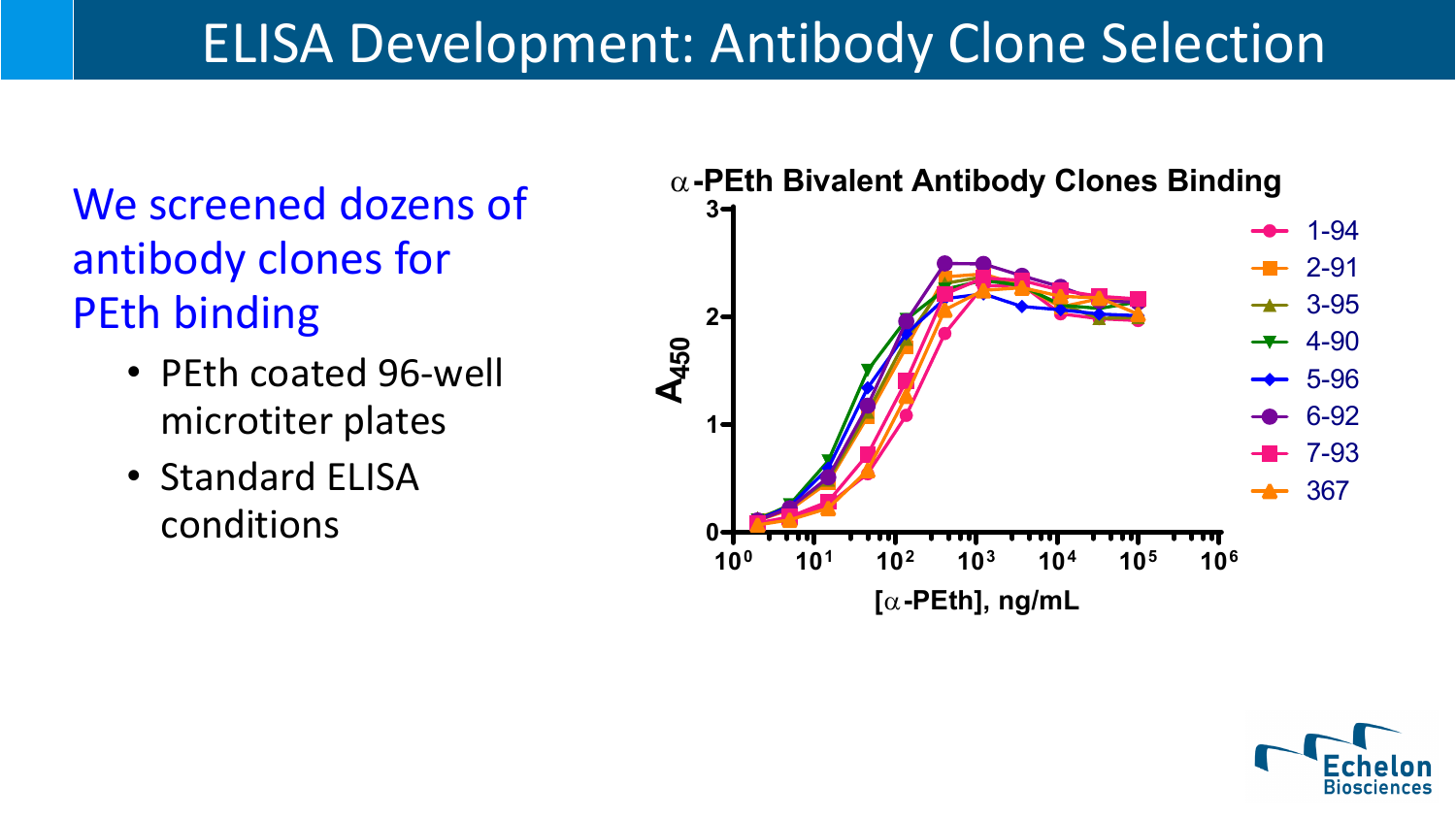# ELISA Development: Antibody Clone Selection

We screened dozens of antibody clones for PEth binding

- PEth coated 96-well microtiter plates
- Standard ELISA conditions

**α-PEth Bivalent Antibody Clones Binding**

Y-axis: $A_{450}$ (0–3)

X-axis: [α-PEth], ng/mL ($10^0$ – $10^6$)

Legend: 1-94, 2-91, 3-95, 4-90, 5-96, 6-92, 7-93, 367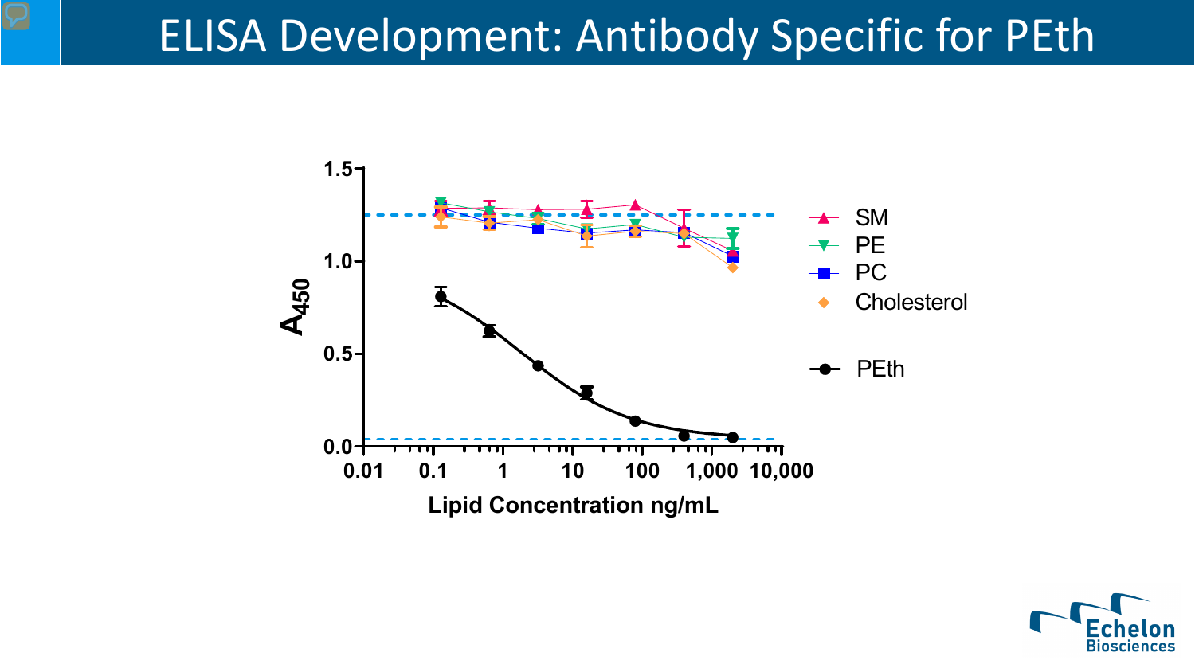# ELISA Development: Antibody Specific for PEth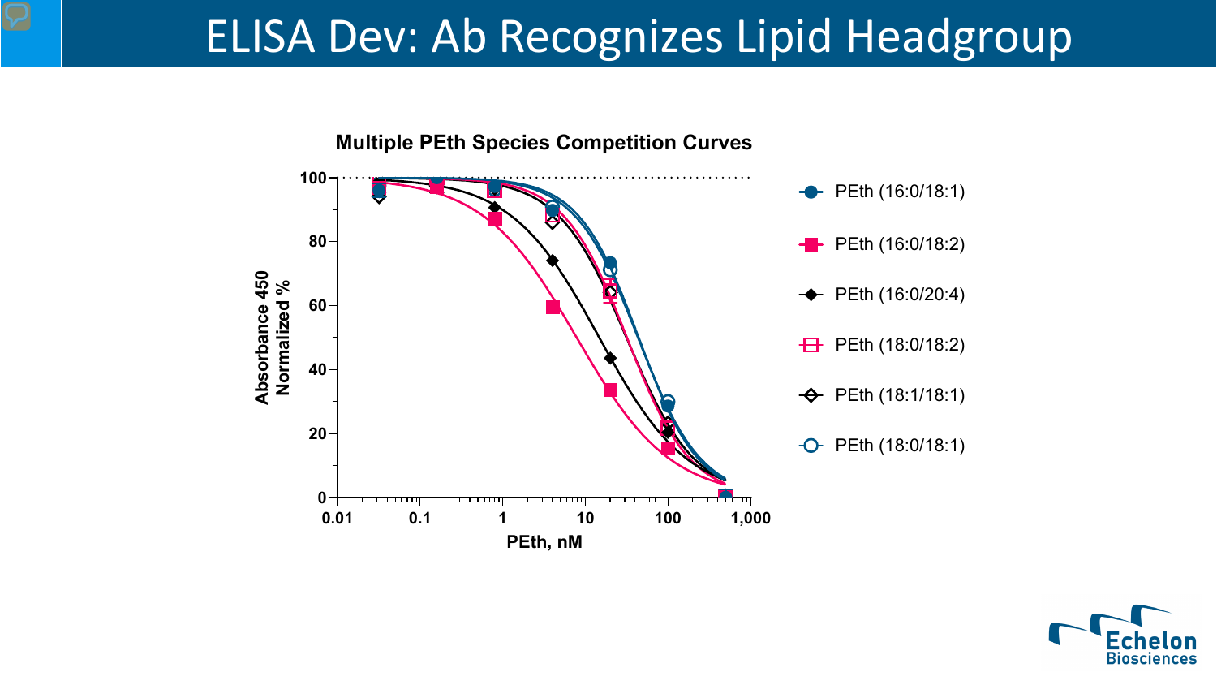# ELISA Dev: Ab Recognizes Lipid Headgroup

**Multiple PEth Species Competition Curves**

Absorbance 450 Normalized %

PEth, nM

- PEth (16:0/18:1)
- PEth (16:0/18:2)
- PEth (16:0/20:4)
- PEth (18:0/18:2)
- PEth (18:1/18:1)
- PEth (18:0/18:1)

Echelon Biosciences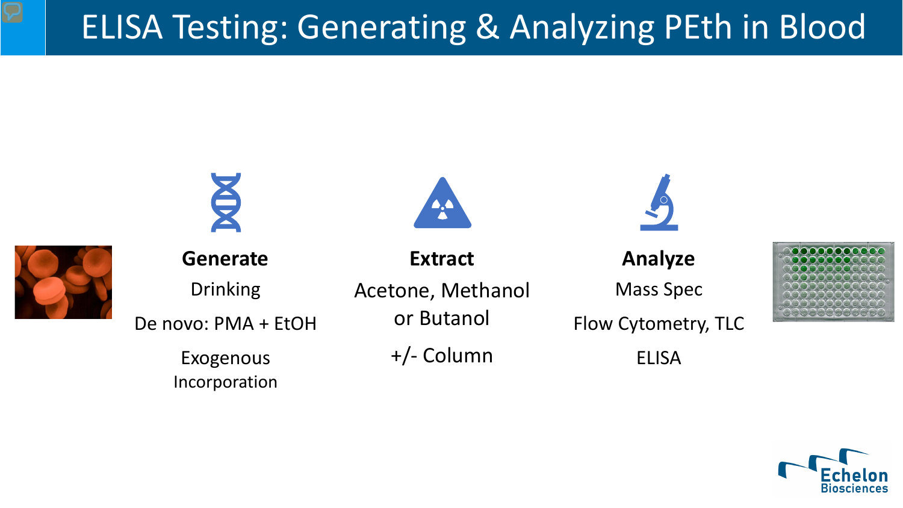# ELISA Testing: Generating & Analyzing PEth in Blood

### Generate

Drinking

De novo: PMA + EtOH

Exogenous Incorporation

### Extract

Acetone, Methanol or Butanol

+/- Column

### Analyze

Mass Spec

Flow Cytometry, TLC

ELISA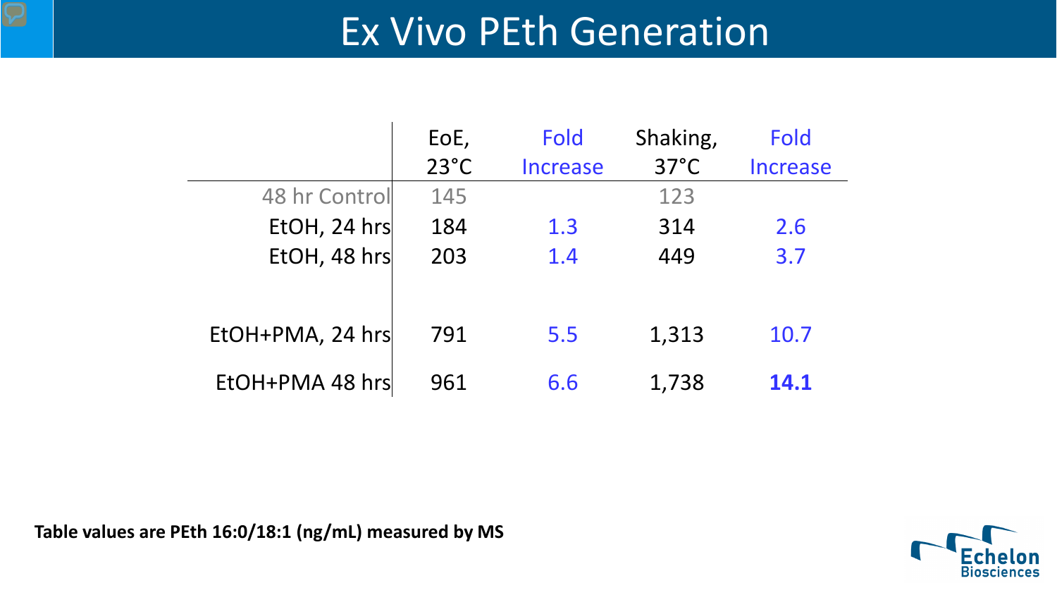# Ex Vivo PEth Generation

| | EoE, 23°C | Fold Increase | Shaking, 37°C | Fold Increase |
|---|---|---|---|---|
| 48 hr Control | 145 | | 123 | |
| EtOH, 24 hrs | 184 | 1.3 | 314 | 2.6 |
| EtOH, 48 hrs | 203 | 1.4 | 449 | 3.7 |
| EtOH+PMA, 24 hrs | 791 | 5.5 | 1,313 | 10.7 |
| EtOH+PMA 48 hrs | 961 | 6.6 | 1,738 | **14.1** |

**Table values are PEth 16:0/18:1 (ng/mL) measured by MS**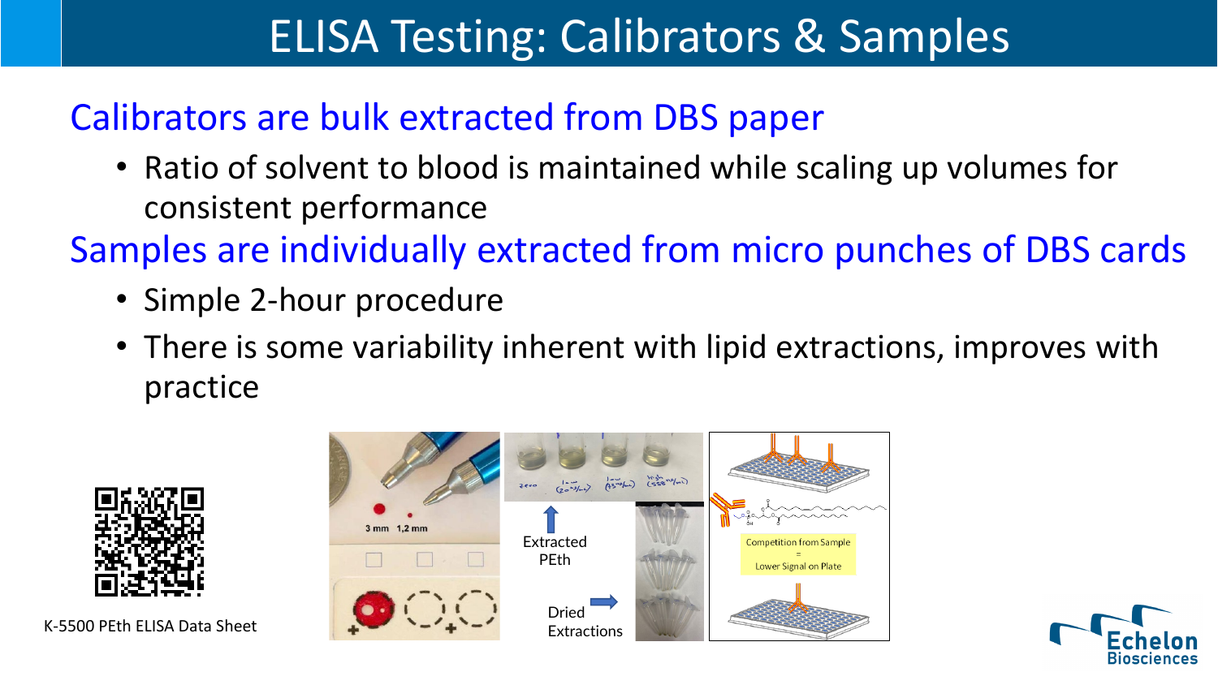# ELISA Testing: Calibrators & Samples

## Calibrators are bulk extracted from DBS paper

- Ratio of solvent to blood is maintained while scaling up volumes for consistent performance

## Samples are individually extracted from micro punches of DBS cards

- Simple 2-hour procedure
- There is some variability inherent with lipid extractions, improves with practice

K-5500 PEth ELISA Data Sheet

3 mm 1,2 mm

Extracted PEth

Dried Extractions

Competition from Sample = Lower Signal on Plate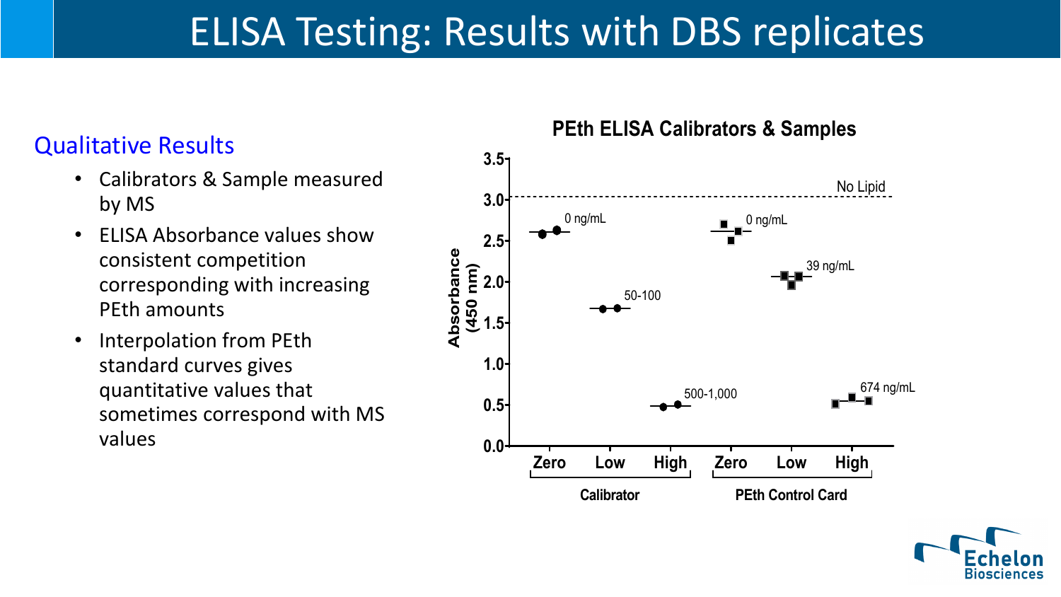# ELISA Testing: Results with DBS replicates

## Qualitative Results

- Calibrators & Sample measured by MS
- ELISA Absorbance values show consistent competition corresponding with increasing PEth amounts
- Interpolation from PEth standard curves gives quantitative values that sometimes correspond with MS values

**PEth ELISA Calibrators & Samples**

Absorbance (450 nm)

No Lipid

| Group | Level | Label |
| --- | --- | --- |
| Calibrator | Zero | 0 ng/mL |
| Calibrator | Low | 50-100 |
| Calibrator | High | 500-1,000 |
| PEth Control Card | Zero | 0 ng/mL |
| PEth Control Card | Low | 39 ng/mL |
| PEth Control Card | High | 674 ng/mL |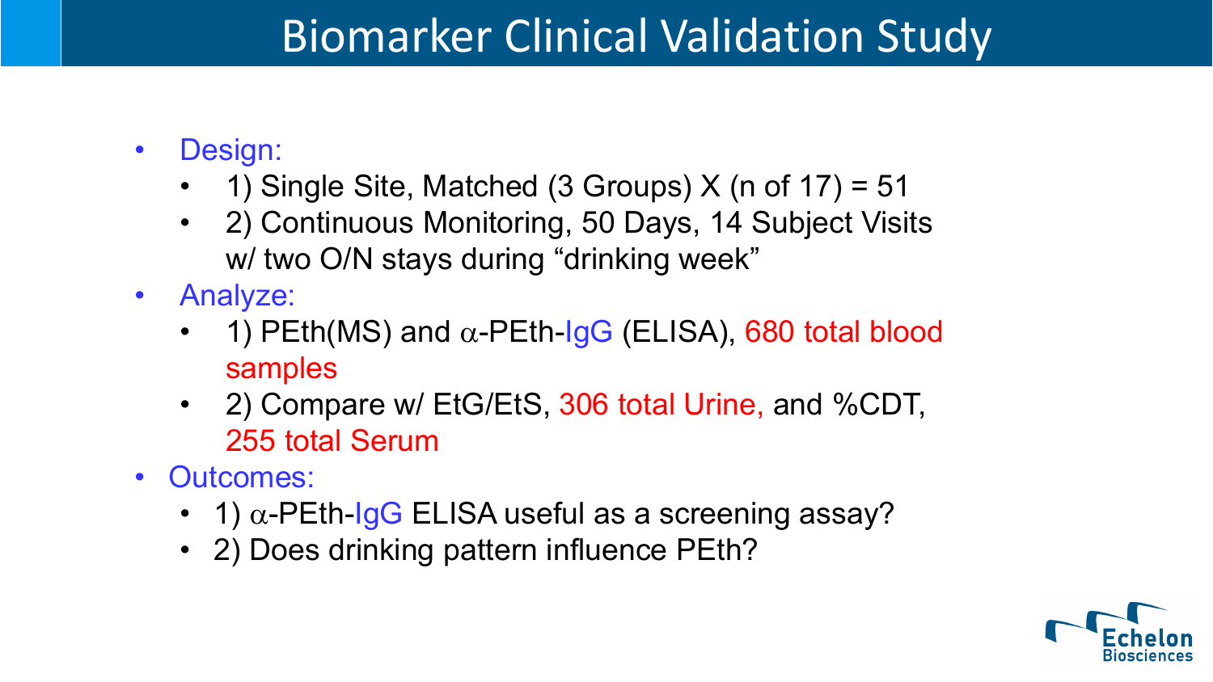# Biomarker Clinical Validation Study

- Design:
  - 1) Single Site, Matched (3 Groups) X (n of 17) = 51
  - 2) Continuous Monitoring, 50 Days, 14 Subject Visits w/ two O/N stays during "drinking week"
- Analyze:
  - 1) PEth(MS) and $\alpha$-PEth-IgG (ELISA), 680 total blood samples
  - 2) Compare w/ EtG/EtS, 306 total Urine, and %CDT, 255 total Serum
- Outcomes:
  - 1) $\alpha$-PEth-IgG ELISA useful as a screening assay?
  - 2) Does drinking pattern influence PEth?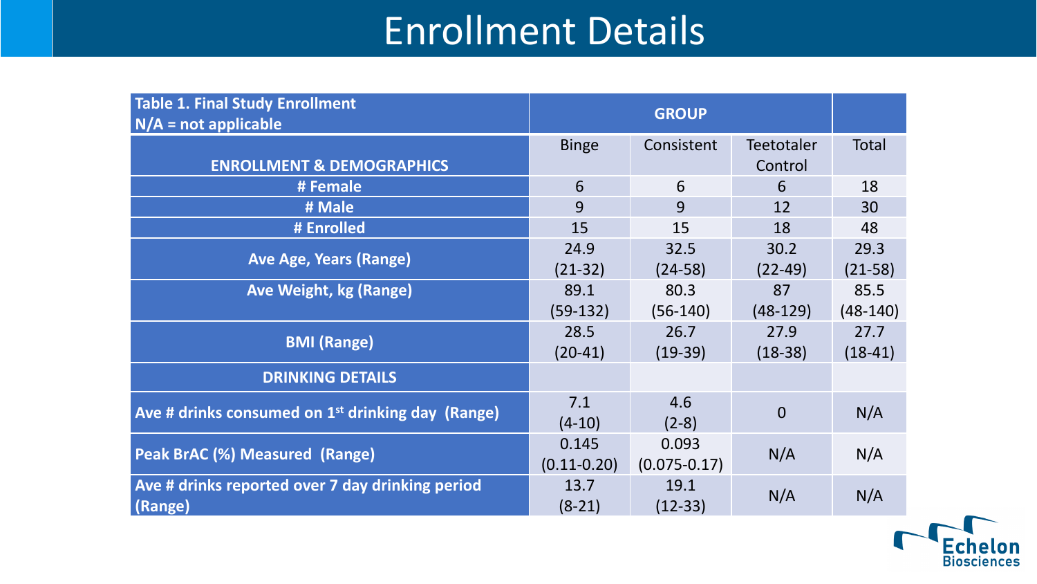# Enrollment Details

| Table 1. Final Study Enrollment<br>N/A = not applicable | GROUP | | | |
|---|---|---|---|---|
| ENROLLMENT & DEMOGRAPHICS | Binge | Consistent | Teetotaler Control | Total |
| # Female | 6 | 6 | 6 | 18 |
| # Male | 9 | 9 | 12 | 30 |
| # Enrolled | 15 | 15 | 18 | 48 |
| Ave Age, Years (Range) | 24.9 (21-32) | 32.5 (24-58) | 30.2 (22-49) | 29.3 (21-58) |
| Ave Weight, kg (Range) | 89.1 (59-132) | 80.3 (56-140) | 87 (48-129) | 85.5 (48-140) |
| BMI (Range) | 28.5 (20-41) | 26.7 (19-39) | 27.9 (18-38) | 27.7 (18-41) |
| DRINKING DETAILS | | | | |
| Ave # drinks consumed on 1st drinking day (Range) | 7.1 (4-10) | 4.6 (2-8) | 0 | N/A |
| Peak BrAC (%) Measured (Range) | 0.145 (0.11-0.20) | 0.093 (0.075-0.17) | N/A | N/A |
| Ave # drinks reported over 7 day drinking period (Range) | 13.7 (8-21) | 19.1 (12-33) | N/A | N/A |

Echelon Biosciences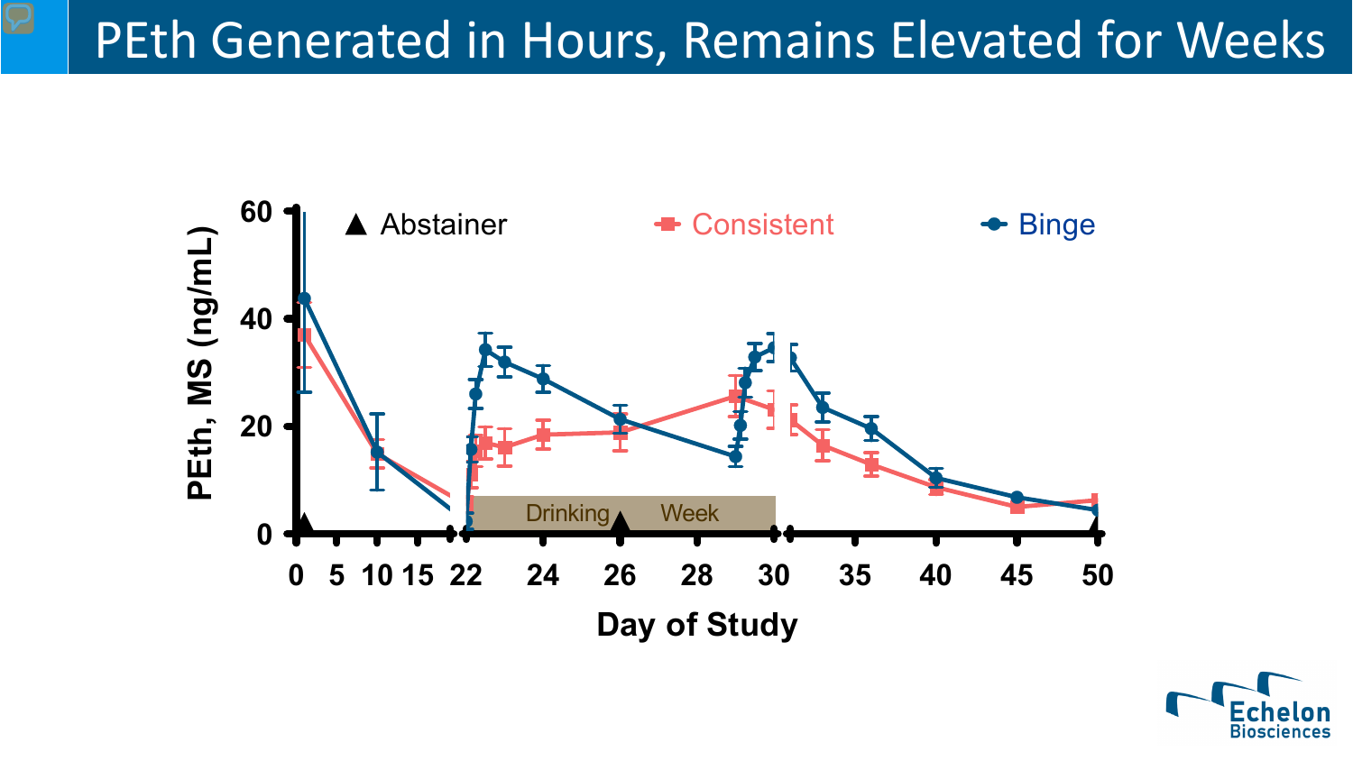# PEth Generated in Hours, Remains Elevated for Weeks

▲ Abstainer — Consistent — Binge

PEth, MS (ng/mL)

Drinking Week

Day of Study

Echelon Biosciences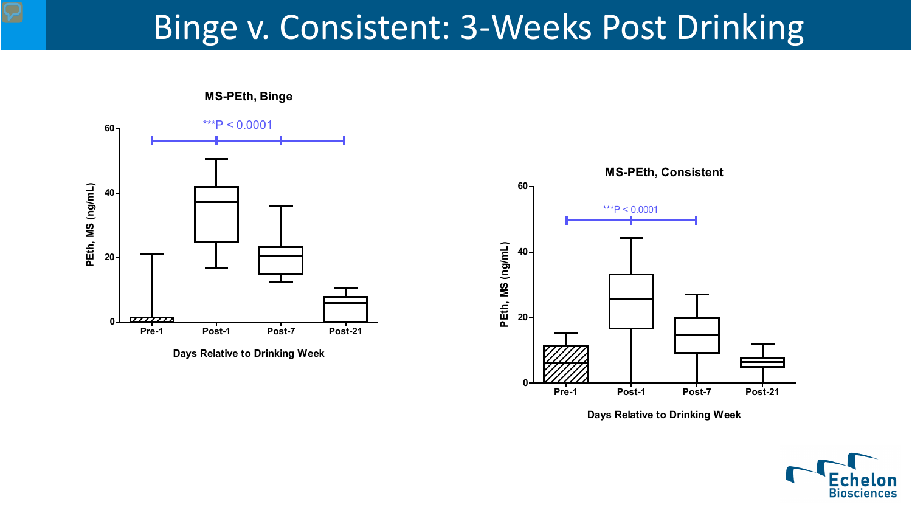# Binge v. Consistent: 3-Weeks Post Drinking

**MS-PEth, Binge**

***P < 0.0001

PEth, MS (ng/mL)

Pre-1, Post-1, Post-7, Post-21

Days Relative to Drinking Week

**MS-PEth, Consistent**

***P < 0.0001

PEth, MS (ng/mL)

Pre-1, Post-1, Post-7, Post-21

Days Relative to Drinking Week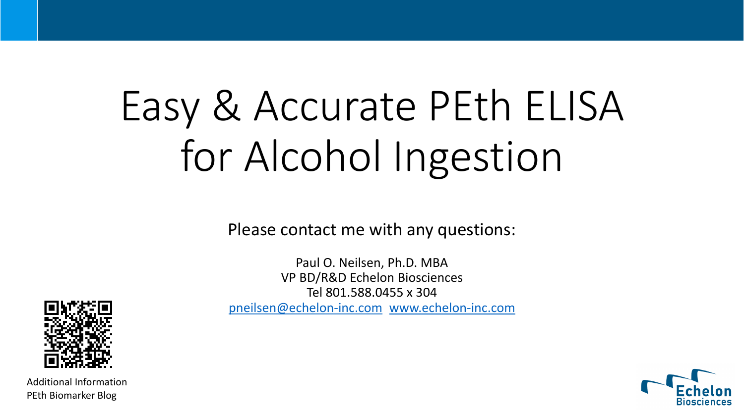# Easy & Accurate PEth ELISA for Alcohol Ingestion

Please contact me with any questions:

Paul O. Neilsen, Ph.D. MBA
VP BD/R&D Echelon Biosciences
Tel 801.588.0455 x 304
pneilsen@echelon-inc.com www.echelon-inc.com

Additional Information
PEth Biomarker Blog

Echelon Biosciences